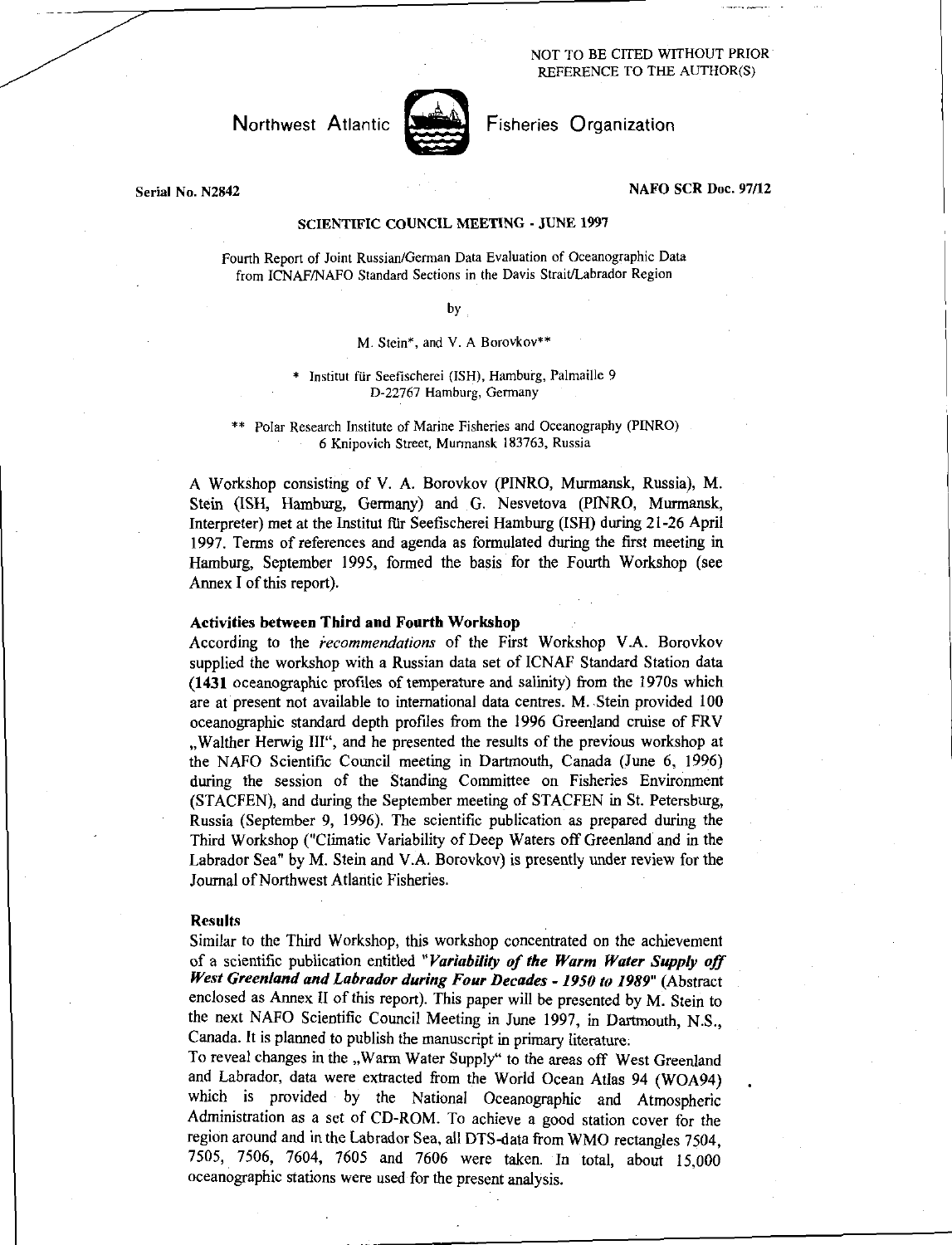NOT TO BE CITED WITHOUT PRIOR REFERENCE TO THE AUTHOR(S)

Northwest Atlantic Fisheries Organization

Serial No. N2842 NAFO SCR Doc. 97/12

## SCIENTIFIC COUNCIL MEETING - JUNE 1997

Fourth Report of Joint Russian/German Data Evaluation of Oceanographic Data from ICNAF/NAFO Standard Sections in the Davis Strait/Labrador Region

by

M. Stein*, and V. A Borovkov**

* Institut für Seefischerei (ISH), Hamburg, Palmaille 9
D-22767 Hamburg, Germany

** Polar Research Institute of Marine Fisheries and Oceanography (PINRO)
6 Knipovich Street, Murmansk 183763, Russia

A Workshop consisting of V. A. Borovkov (PINRO, Murmansk, Russia), M. Stein (ISH, Hamburg, Germany) and G. Nesvetova (PINRO, Murmansk, Interpreter) met at the Institut für Seefischerei Hamburg (ISH) during 21-26 April 1997. Terms of references and agenda as formulated during the first meeting in Hamburg, September 1995, formed the basis for the Fourth Workshop (see Annex I of this report).

### Activities between Third and Fourth Workshop

According to the *recommendations* of the First Workshop V.A. Borovkov supplied the workshop with a Russian data set of ICNAF Standard Station data (**1431** oceanographic profiles of temperature and salinity) from the 1970s which are at present not available to international data centres. M. Stein provided 100 oceanographic standard depth profiles from the 1996 Greenland cruise of FRV „Walther Herwig III", and he presented the results of the previous workshop at the NAFO Scientific Council meeting in Dartmouth, Canada (June 6, 1996) during the session of the Standing Committee on Fisheries Environment (STACFEN), and during the September meeting of STACFEN in St. Petersburg, Russia (September 9, 1996). The scientific publication as prepared during the Third Workshop ("Climatic Variability of Deep Waters off Greenland and in the Labrador Sea" by M. Stein and V.A. Borovkov) is presently under review for the Journal of Northwest Atlantic Fisheries.

### Results

Similar to the Third Workshop, this workshop concentrated on the achievement of a scientific publication entitled "***Variability of the Warm Water Supply off West Greenland and Labrador during Four Decades - 1950 to 1989***" (Abstract enclosed as Annex II of this report). This paper will be presented by M. Stein to the next NAFO Scientific Council Meeting in June 1997, in Dartmouth, N.S., Canada. It is planned to publish the manuscript in primary literature.

To reveal changes in the „Warm Water Supply" to the areas off West Greenland and Labrador, data were extracted from the World Ocean Atlas 94 (WOA94) which is provided by the National Oceanographic and Atmospheric Administration as a set of CD-ROM. To achieve a good station cover for the region around and in the Labrador Sea, all DTS-data from WMO rectangles 7504, 7505, 7506, 7604, 7605 and 7606 were taken. In total, about 15,000 oceanographic stations were used for the present analysis.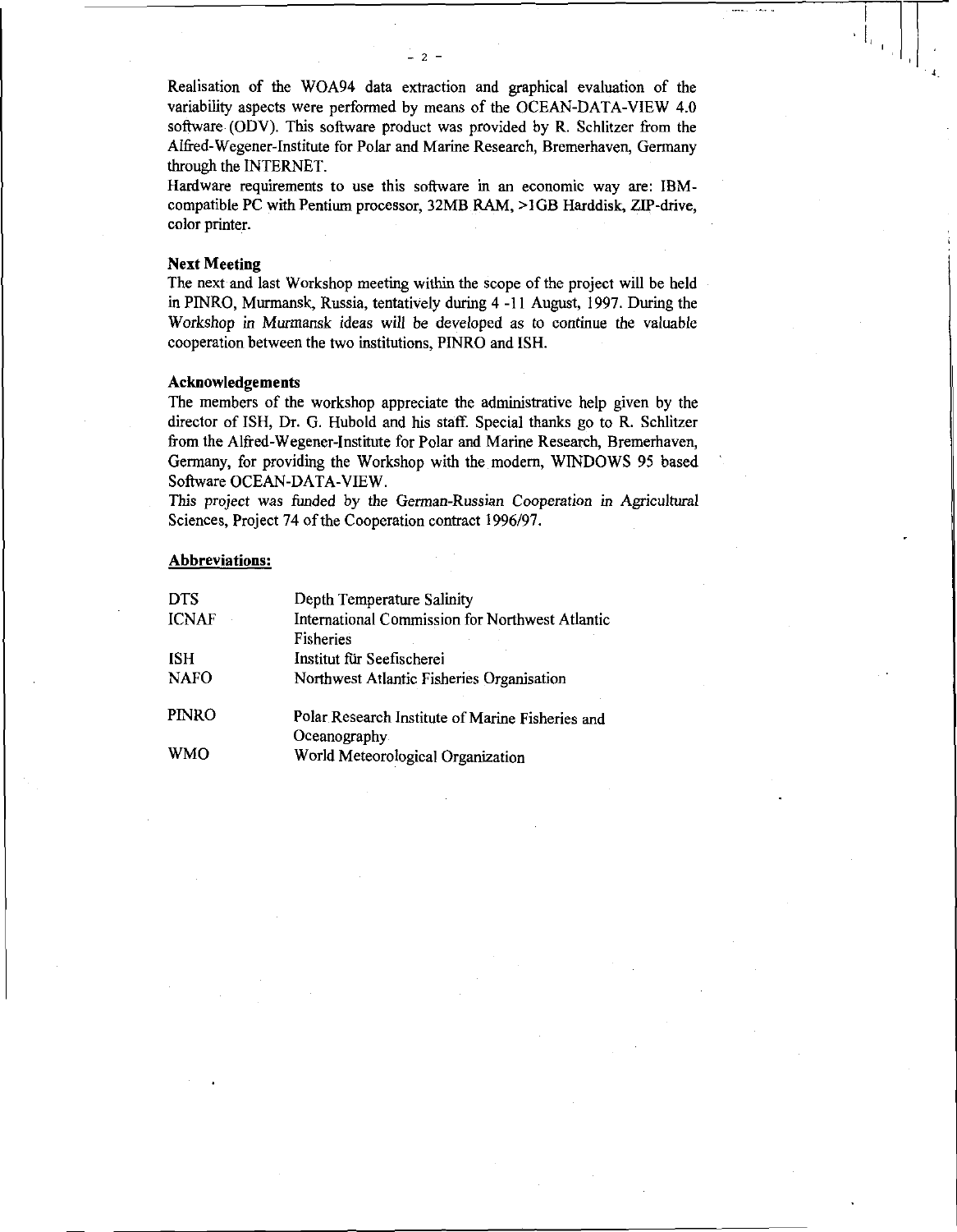Realisation of the WOA94 data extraction and graphical evaluation of the variability aspects were performed by means of the OCEAN-DATA-VIEW 4.0 software (ODV). This software product was provided by R. Schlitzer from the Alfred-Wegener-Institute for Polar and Marine Research, Bremerhaven, Germany through the INTERNET.

Hardware requirements to use this software in an economic way are: IBM-compatible PC with Pentium processor, 32MB RAM, >1GB Harddisk, ZIP-drive, color printer.

**Next Meeting**

The next and last Workshop meeting within the scope of the project will be held in PINRO, Murmansk, Russia, tentatively during 4 -11 August, 1997. During the Workshop in Murmansk ideas will be developed as to continue the valuable cooperation between the two institutions, PINRO and ISH.

**Acknowledgements**

The members of the workshop appreciate the administrative help given by the director of ISH, Dr. G. Hubold and his staff. Special thanks go to R. Schlitzer from the Alfred-Wegener-Institute for Polar and Marine Research, Bremerhaven, Germany, for providing the Workshop with the modern, WINDOWS 95 based Software OCEAN-DATA-VIEW.

This project was funded by the German-Russian Cooperation in Agricultural Sciences, Project 74 of the Cooperation contract 1996/97.

**Abbreviations:**

| | |
|---|---|
| DTS | Depth Temperature Salinity |
| ICNAF | International Commission for Northwest Atlantic Fisheries |
| ISH | Institut für Seefischerei |
| NAFO | Northwest Atlantic Fisheries Organisation |
| PINRO | Polar Research Institute of Marine Fisheries and Oceanography |
| WMO | World Meteorological Organization |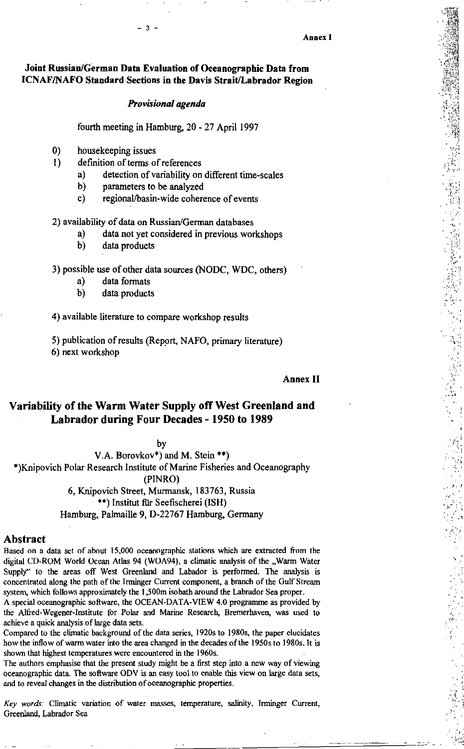**Annex I**

**Joint Russian/German Data Evaluation of Oceanographic Data from ICNAF/NAFO Standard Sections in the Davis Strait/Labrador Region**

***Provisional agenda***

fourth meeting in Hamburg, 20 - 27 April 1997

0) housekeeping issues
1) definition of terms of references
   a) detection of variability on different time-scales
   b) parameters to be analyzed
   c) regional/basin-wide coherence of events

2) availability of data on Russian/German databases
   a) data not yet considered in previous workshops
   b) data products

3) possible use of other data sources (NODC, WDC, others)
   a) data formats
   b) data products

4) available literature to compare workshop results

5) publication of results (Report, NAFO, primary literature)
6) next workshop

**Annex II**

# Variability of the Warm Water Supply off West Greenland and Labrador during Four Decades - 1950 to 1989

by

V.A. Borovkov*) and M. Stein **)

*)Knipovich Polar Research Institute of Marine Fisheries and Oceanography (PINRO)
6, Knipovich Street, Murmansk, 183763, Russia

**) Institut für Seefischerei (ISH)
Hamburg, Palmaille 9, D-22767 Hamburg, Germany

## Abstract

Based on a data set of about 15,000 oceanographic stations which are extracted from the digital CD-ROM World Ocean Atlas 94 (WOA94), a climatic analysis of the „Warm Water Supply" to the areas off West Greenland and Labador is performed. The analysis is concentrated along the path of the Irminger Current component, a branch of the Gulf Stream system, which follows approximately the 1,500m isobath around the Labrador Sea proper.

A special oceanographic software, the OCEAN-DATA-VIEW 4.0 programme as provided by the Alfred-Wegener-Institute for Polar and Marine Research, Bremerhaven, was used to achieve a quick analysis of large data sets.

Compared to the climatic background of the data series, 1920s to 1980s, the paper elucidates how the inflow of warm water into the area changed in the decades of the 1950s to 1980s. It is shown that highest temperatures were encountered in the 1960s.

The authors emphasise that the present study might be a first step into a new way of viewing oceanographic data. The software ODV is an easy tool to enable this view on large data sets, and to reveal changes in the distribution of oceanographic properties.

*Key words:* Climatic variation of water masses, temperature, salinity, Irminger Current, Greenland, Labrador Sea